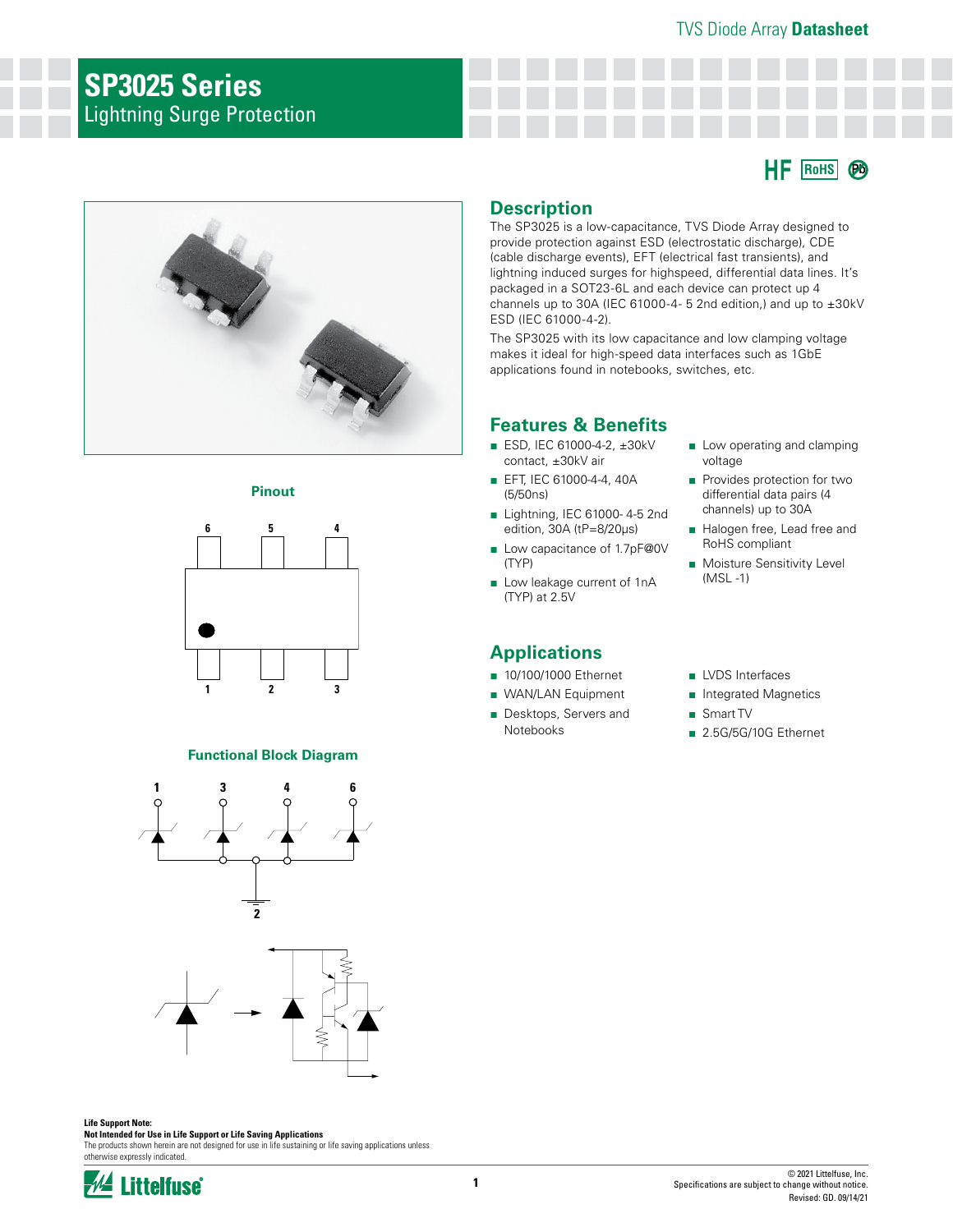TVS Diode Array **Datasheet**

# SP3025 Series

Lightning Surge Protection

HF RoHS Pb

## Pinout

## Functional Block Diagram

## Description

The SP3025 is a low-capacitance, TVS Diode Array designed to provide protection against ESD (electrostatic discharge), CDE (cable discharge events), EFT (electrical fast transients), and lightning induced surges for highspeed, differential data lines. It's packaged in a SOT23-6L and each device can protect up 4 channels up to 30A (IEC 61000-4- 5 2nd edition,) and up to ±30kV ESD (IEC 61000-4-2).

The SP3025 with its low capacitance and low clamping voltage makes it ideal for high-speed data interfaces such as 1GbE applications found in notebooks, switches, etc.

## Features & Benefits

- ESD, IEC 61000-4-2, ±30kV contact, ±30kV air
- EFT, IEC 61000-4-4, 40A (5/50ns)
- Lightning, IEC 61000- 4-5 2nd edition, 30A (tP=8/20μs)
- Low capacitance of 1.7pF@0V (TYP)
- Low leakage current of 1nA (TYP) at 2.5V
- Low operating and clamping voltage
- Provides protection for two differential data pairs (4 channels) up to 30A
- Halogen free, Lead free and RoHS compliant
- Moisture Sensitivity Level (MSL -1)

## Applications

- 10/100/1000 Ethernet
- WAN/LAN Equipment
- Desktops, Servers and Notebooks
- LVDS Interfaces
- Integrated Magnetics
- Smart TV
- 2.5G/5G/10G Ethernet

**Life Support Note:**
**Not Intended for Use in Life Support or Life Saving Applications**
The products shown herein are not designed for use in life sustaining or life saving applications unless otherwise expressly indicated.

© 2021 Littelfuse, Inc.
Specifications are subject to change without notice.
Revised: GD. 09/14/21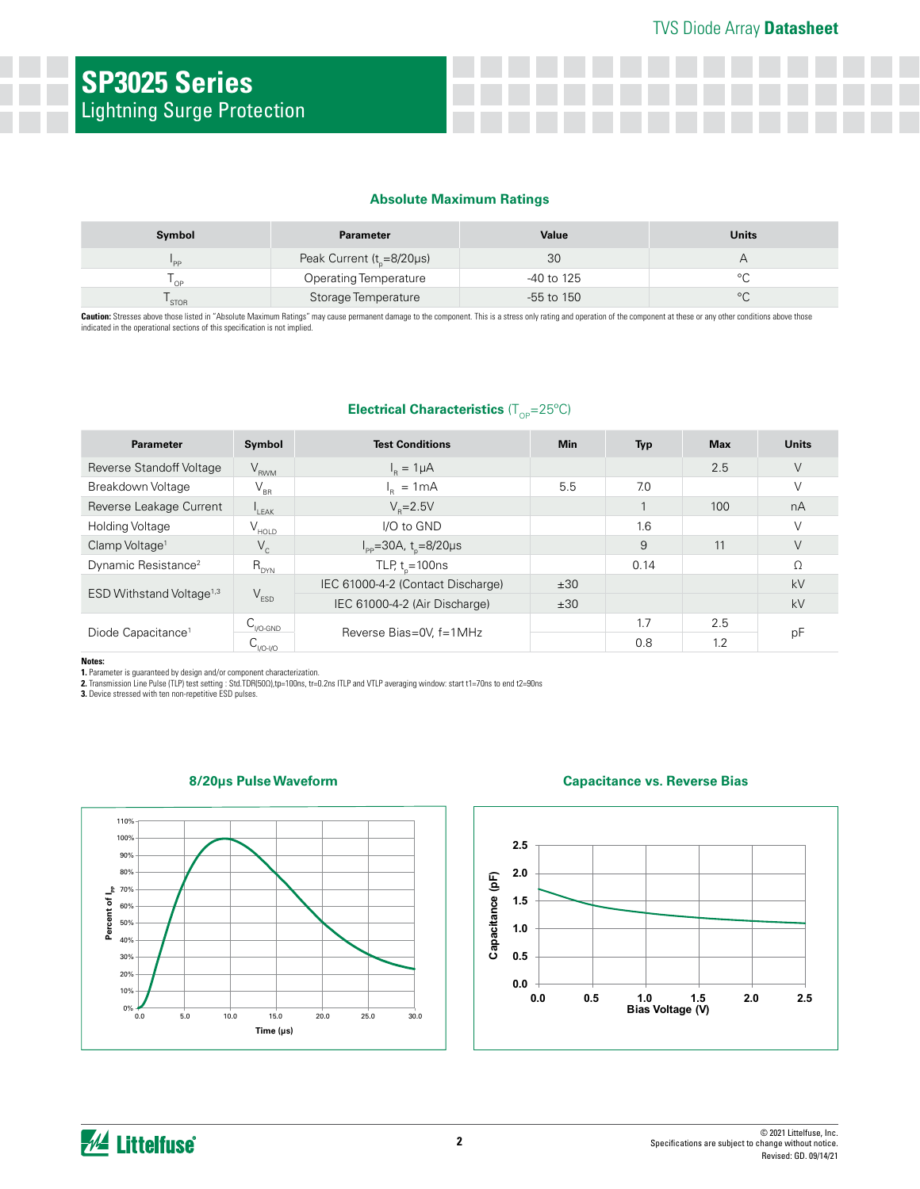## Absolute Maximum Ratings

| Symbol | Parameter | Value | Units |
|---|---|---|---|
| $I_{PP}$ | Peak Current ($t_p$=8/20µs) | 30 | A |
| $T_{OP}$ | Operating Temperature | -40 to 125 | °C |
| $T_{STOR}$ | Storage Temperature | -55 to 150 | °C |

**Caution:** Stresses above those listed in "Absolute Maximum Ratings" may cause permanent damage to the component. This is a stress only rating and operation of the component at these or any other conditions above those indicated in the operational sections of this specification is not implied.

## Electrical Characteristics ($T_{OP}$=25°C)

| Parameter | Symbol | Test Conditions | Min | Typ | Max | Units |
|---|---|---|---|---|---|---|
| Reverse Standoff Voltage | $V_{RWM}$ | $I_R$ = 1µA | | | 2.5 | V |
| Breakdown Voltage | $V_{BR}$ | $I_R$ = 1mA | 5.5 | 7.0 | | V |
| Reverse Leakage Current | $I_{LEAK}$ | $V_R$=2.5V | | 1 | 100 | nA |
| Holding Voltage | $V_{HOLD}$ | I/O to GND | | 1.6 | | V |
| Clamp Voltage[1] | $V_C$ | $I_{PP}$=30A, $t_p$=8/20µs | | 9 | 11 | V |
| Dynamic Resistance[2] | $R_{DYN}$ | TLP, $t_p$=100ns | | 0.14 | | Ω |
| ESD Withstand Voltage[1,3] | $V_{ESD}$ | IEC 61000-4-2 (Contact Discharge) | ±30 | | | kV |
| | | IEC 61000-4-2 (Air Discharge) | ±30 | | | kV |
| Diode Capacitance[1] | $C_{I/O-GND}$ | Reverse Bias=0V, f=1MHz | | 1.7 | 2.5 | pF |
| | $C_{I/O-I/O}$ | | | 0.8 | 1.2 | pF |

**Notes:**
1. Parameter is guaranteed by design and/or component characterization.
2. Transmission Line Pulse (TLP) test setting : Std.TDR(50Ω),tp=100ns, tr=0.2ns ITLP and VTLP averaging window: start t1=70ns to end t2=90ns
3. Device stressed with ten non-repetitive ESD pulses.

### 8/20µs Pulse Waveform

### Capacitance vs. Reverse Bias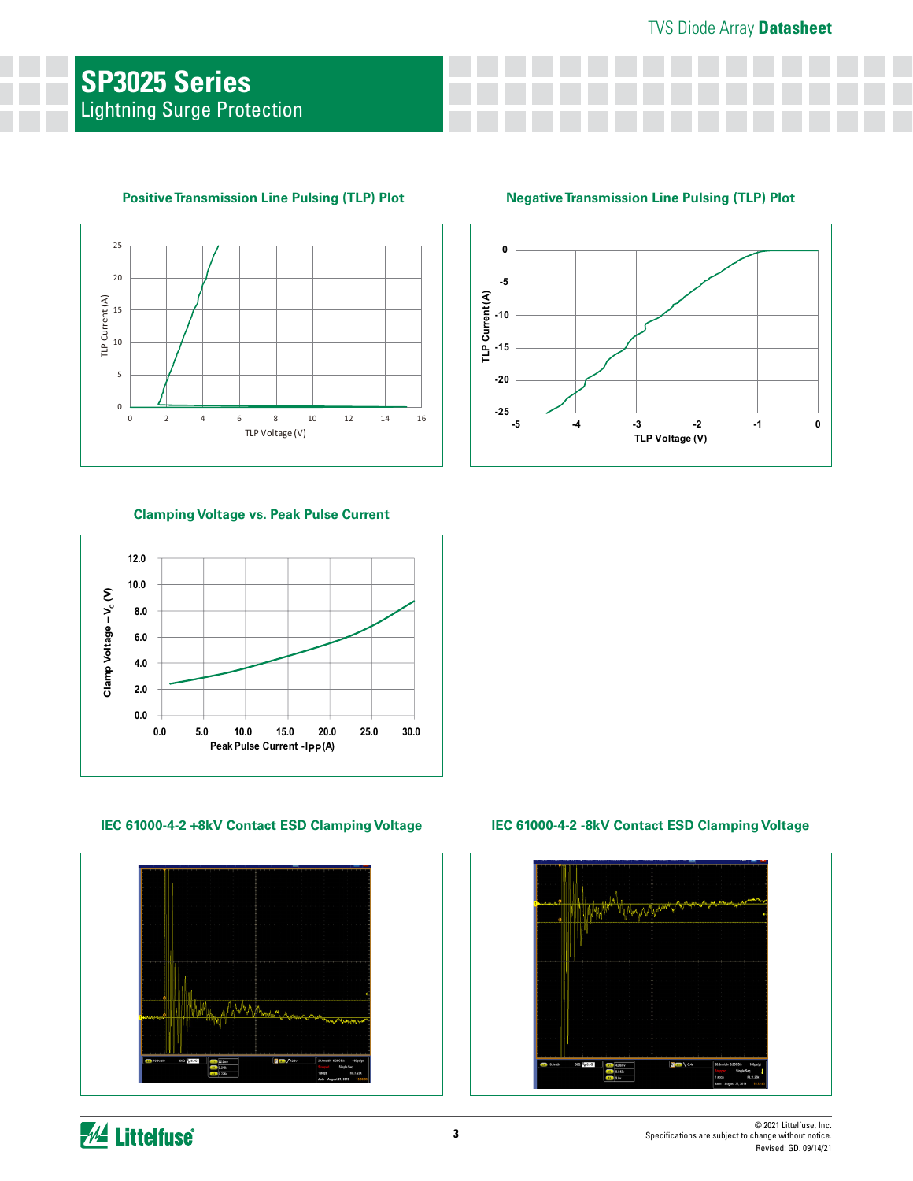## Positive Transmission Line Pulsing (TLP) Plot

## Negative Transmission Line Pulsing (TLP) Plot

## Clamping Voltage vs. Peak Pulse Current

## IEC 61000-4-2 +8kV Contact ESD Clamping Voltage

## IEC 61000-4-2 -8kV Contact ESD Clamping Voltage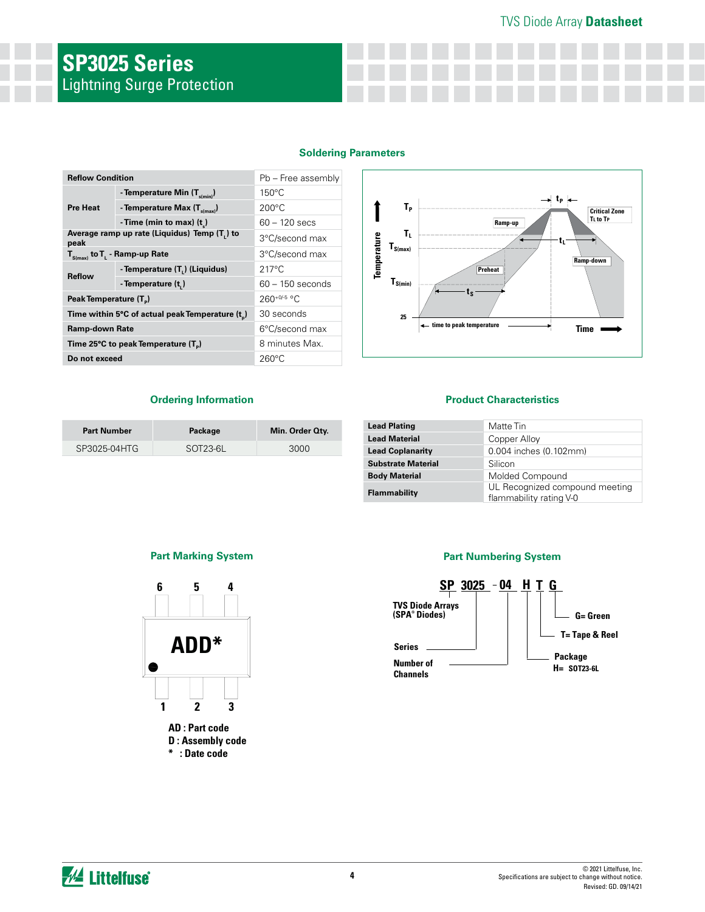# SP3025 Series

Lightning Surge Protection

## Soldering Parameters

| Reflow Condition | | Pb – Free assembly |
|---|---|---|
| Pre Heat | - Temperature Min ($T_{s(min)}$) | 150°C |
| | - Temperature Max ($T_{s(max)}$) | 200°C |
| | - Time (min to max) ($t_s$) | 60 – 120 secs |
| Average ramp up rate (Liquidus) Temp ($T_L$) to peak | | 3°C/second max |
| $T_{S(max)}$ to $T_L$ - Ramp-up Rate | | 3°C/second max |
| Reflow | - Temperature ($T_L$) (Liquidus) | 217°C |
| | - Temperature ($t_L$) | 60 – 150 seconds |
| Peak Temperature ($T_P$) | | $260^{+0/-5}$ °C |
| Time within 5°C of actual peak Temperature ($t_p$) | | 30 seconds |
| Ramp-down Rate | | 6°C/second max |
| Time 25°C to peak Temperature ($T_P$) | | 8 minutes Max. |
| Do not exceed | | 260°C |

## Ordering Information

| Part Number | Package | Min. Order Qty. |
|---|---|---|
| SP3025-04HTG | SOT23-6L | 3000 |

## Product Characteristics

| | |
|---|---|
| Lead Plating | Matte Tin |
| Lead Material | Copper Alloy |
| Lead Coplanarity | 0.004 inches (0.102mm) |
| Substrate Material | Silicon |
| Body Material | Molded Compound |
| Flammability | UL Recognized compound meeting flammability rating V-0 |

## Part Marking System

ADD*

AD : Part code
D : Assembly code
* : Date code

## Part Numbering System

SP 3025 - 04 H T G

- SP: TVS Diode Arrays (SPA® Diodes)
- 3025: Series
- 04: Number of Channels
- H: Package — H= SOT23-6L
- T: T= Tape & Reel
- G: G= Green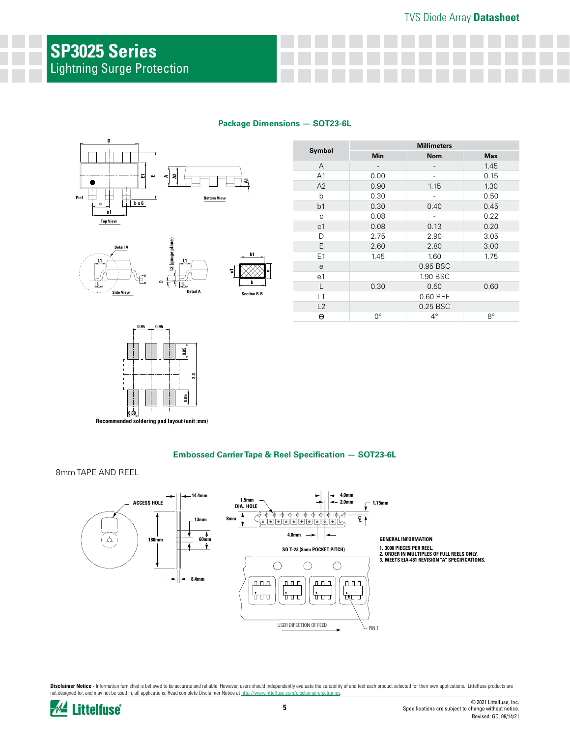## SP3025 Series
Lightning Surge Protection

### Package Dimensions — SOT23-6L

D

E1

E

A

A2

A1

Pin1

e

b x 6

e1

Top View

Bottom View

Detail A

L1

L2 (gauge plane)

L1

b1

c1

c

b

L

θ

L

Side View

Detail A

Section B-B

| Symbol | Millimeters | | |
|---|---|---|---|
| | Min | Nom | Max |
| A | - | - | 1.45 |
| A1 | 0.00 | - | 0.15 |
| A2 | 0.90 | 1.15 | 1.30 |
| b | 0.30 | - | 0.50 |
| b1 | 0.30 | 0.40 | 0.45 |
| c | 0.08 | - | 0.22 |
| c1 | 0.08 | 0.13 | 0.20 |
| D | 2.75 | 2.90 | 3.05 |
| E | 2.60 | 2.80 | 3.00 |
| E1 | 1.45 | 1.60 | 1.75 |
| e | 0.95 BSC | | |
| e1 | 1.90 BSC | | |
| L | 0.30 | 0.50 | 0.60 |
| L1 | 0.60 REF | | |
| L2 | 0.25 BSC | | |
| θ | 0° | 4° | 8° |

0.95

0.95

0.85

3.3

0.85

0.60

Recommended soldering pad layout (unit :mm)

### Embossed Carrier Tape & Reel Specification — SOT23-6L

8mm TAPE AND REEL

ACCESS HOLE

14.4mm

13mm

180mm

60mm

8.4mm

1.5mm DIA. HOLE

8mm

4.0mm

2.0mm

1.75mm

4.0mm

SO T-23 (8mm POCKET PITCH)

USER DIRECTION OF FEED

PIN 1

GENERAL INFORMATION

1. 3000 PIECES PER REEL.
2. ORDER IN MULTIPLES OF FULL REELS ONLY.
3. MEETS EIA-481 REVISION "A" SPECIFICATIONS.

**Disclaimer Notice -** Information furnished is believed to be accurate and reliable. However, users should independently evaluate the suitability of and test each product selected for their own applications. Littelfuse products are not designed for, and may not be used in, all applications. Read complete Disclaimer Notice at http://www.littelfuse.com/disclaimer-electronics.

© 2021 Littelfuse, Inc.
Specifications are subject to change without notice.
Revised: GD. 09/14/21